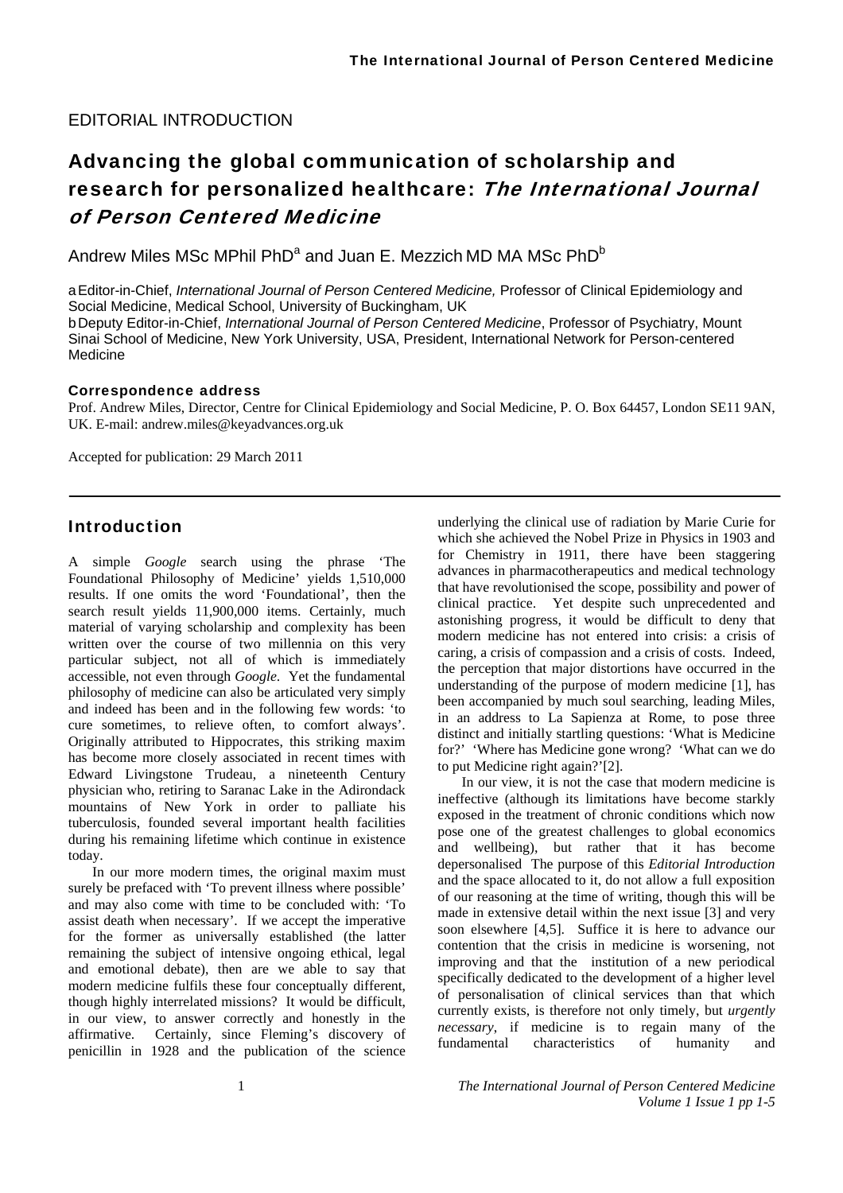EDITORIAL INTRODUCTION

# Advancing the global communication of scholarship and research for personalized healthcare: *The International Journal of Person Centered Medicine*

Andrew Miles MSc MPhil PhD[a] and Juan E. Mezzich MD MA MSc PhD[b]

a Editor-in-Chief, *International Journal of Person Centered Medicine,* Professor of Clinical Epidemiology and Social Medicine, Medical School, University of Buckingham, UK
b Deputy Editor-in-Chief, *International Journal of Person Centered Medicine*, Professor of Psychiatry, Mount Sinai School of Medicine, New York University, USA, President, International Network for Person-centered Medicine

**Correspondence address**

Prof. Andrew Miles, Director, Centre for Clinical Epidemiology and Social Medicine, P. O. Box 64457, London SE11 9AN, UK. E-mail: andrew.miles@keyadvances.org.uk

Accepted for publication: 29 March 2011

## Introduction

A simple *Google* search using the phrase 'The Foundational Philosophy of Medicine' yields 1,510,000 results. If one omits the word 'Foundational', then the search result yields 11,900,000 items. Certainly, much material of varying scholarship and complexity has been written over the course of two millennia on this very particular subject, not all of which is immediately accessible, not even through *Google*. Yet the fundamental philosophy of medicine can also be articulated very simply and indeed has been and in the following few words: 'to cure sometimes, to relieve often, to comfort always'. Originally attributed to Hippocrates, this striking maxim has become more closely associated in recent times with Edward Livingstone Trudeau, a nineteenth Century physician who, retiring to Saranac Lake in the Adirondack mountains of New York in order to palliate his tuberculosis, founded several important health facilities during his remaining lifetime which continue in existence today.

In our more modern times, the original maxim must surely be prefaced with 'To prevent illness where possible' and may also come with time to be concluded with: 'To assist death when necessary'. If we accept the imperative for the former as universally established (the latter remaining the subject of intensive ongoing ethical, legal and emotional debate), then are we able to say that modern medicine fulfils these four conceptually different, though highly interrelated missions? It would be difficult, in our view, to answer correctly and honestly in the affirmative. Certainly, since Fleming's discovery of penicillin in 1928 and the publication of the science underlying the clinical use of radiation by Marie Curie for which she achieved the Nobel Prize in Physics in 1903 and for Chemistry in 1911, there have been staggering advances in pharmacotherapeutics and medical technology that have revolutionised the scope, possibility and power of clinical practice. Yet despite such unprecedented and astonishing progress, it would be difficult to deny that modern medicine has not entered into crisis: a crisis of caring, a crisis of compassion and a crisis of costs. Indeed, the perception that major distortions have occurred in the understanding of the purpose of modern medicine [1], has been accompanied by much soul searching, leading Miles, in an address to La Sapienza at Rome, to pose three distinct and initially startling questions: 'What is Medicine for?' 'Where has Medicine gone wrong? 'What can we do to put Medicine right again?'[2].

In our view, it is not the case that modern medicine is ineffective (although its limitations have become starkly exposed in the treatment of chronic conditions which now pose one of the greatest challenges to global economics and wellbeing), but rather that it has become depersonalised The purpose of this *Editorial Introduction* and the space allocated to it, do not allow a full exposition of our reasoning at the time of writing, though this will be made in extensive detail within the next issue [3] and very soon elsewhere [4,5]. Suffice it is here to advance our contention that the crisis in medicine is worsening, not improving and that the institution of a new periodical specifically dedicated to the development of a higher level of personalisation of clinical services than that which currently exists, is therefore not only timely, but *urgently necessary*, if medicine is to regain many of the fundamental characteristics of humanity and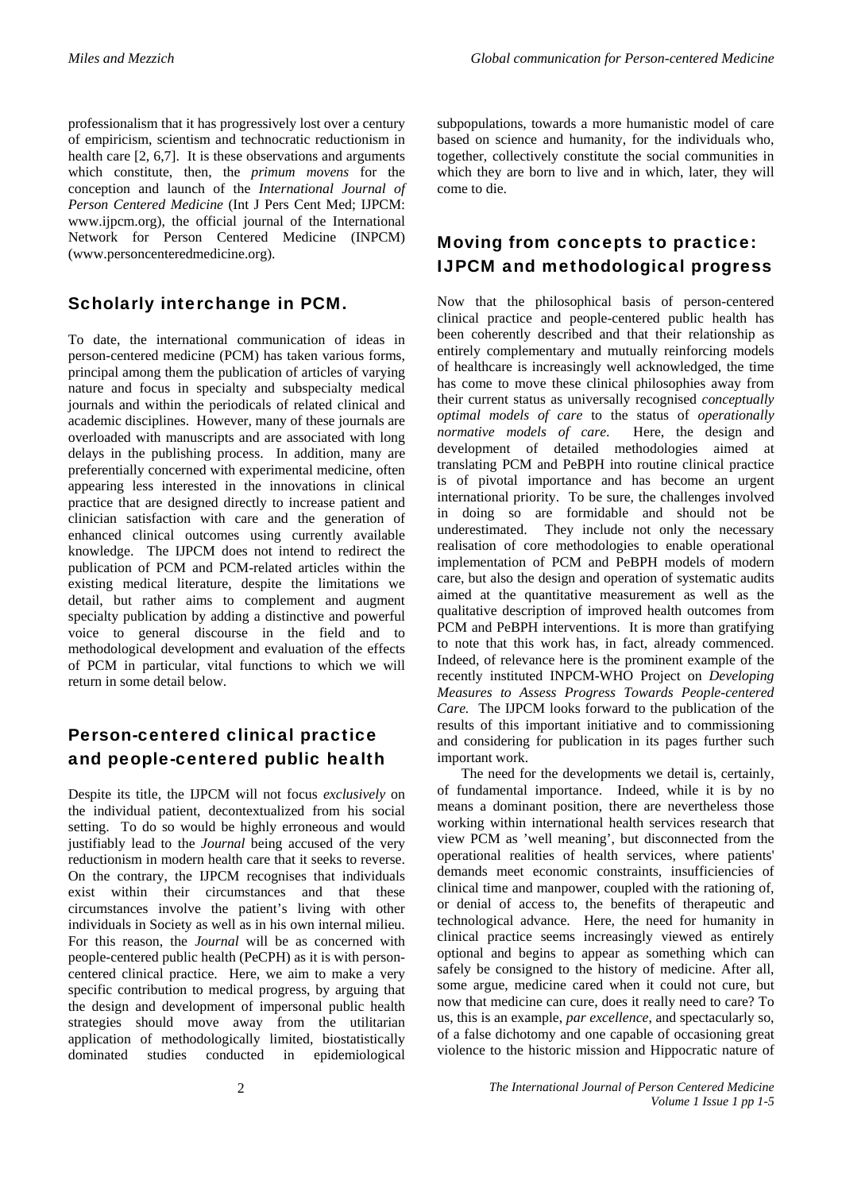professionalism that it has progressively lost over a century of empiricism, scientism and technocratic reductionism in health care [2, 6,7]. It is these observations and arguments which constitute, then, the *primum movens* for the conception and launch of the *International Journal of Person Centered Medicine* (Int J Pers Cent Med; IJPCM: www.ijpcm.org), the official journal of the International Network for Person Centered Medicine (INPCM) (www.personcenteredmedicine.org).

## Scholarly interchange in PCM.

To date, the international communication of ideas in person-centered medicine (PCM) has taken various forms, principal among them the publication of articles of varying nature and focus in specialty and subspecialty medical journals and within the periodicals of related clinical and academic disciplines. However, many of these journals are overloaded with manuscripts and are associated with long delays in the publishing process. In addition, many are preferentially concerned with experimental medicine, often appearing less interested in the innovations in clinical practice that are designed directly to increase patient and clinician satisfaction with care and the generation of enhanced clinical outcomes using currently available knowledge. The IJPCM does not intend to redirect the publication of PCM and PCM-related articles within the existing medical literature, despite the limitations we detail, but rather aims to complement and augment specialty publication by adding a distinctive and powerful voice to general discourse in the field and to methodological development and evaluation of the effects of PCM in particular, vital functions to which we will return in some detail below.

## Person-centered clinical practice and people-centered public health

Despite its title, the IJPCM will not focus *exclusively* on the individual patient, decontextualized from his social setting. To do so would be highly erroneous and would justifiably lead to the *Journal* being accused of the very reductionism in modern health care that it seeks to reverse. On the contrary, the IJPCM recognises that individuals exist within their circumstances and that these circumstances involve the patient's living with other individuals in Society as well as in his own internal milieu. For this reason, the *Journal* will be as concerned with people-centered public health (PeCPH) as it is with person-centered clinical practice. Here, we aim to make a very specific contribution to medical progress, by arguing that the design and development of impersonal public health strategies should move away from the utilitarian application of methodologically limited, biostatistically dominated studies conducted in epidemiological subpopulations, towards a more humanistic model of care based on science and humanity, for the individuals who, together, collectively constitute the social communities in which they are born to live and in which, later, they will come to die.

## Moving from concepts to practice: IJPCM and methodological progress

Now that the philosophical basis of person-centered clinical practice and people-centered public health has been coherently described and that their relationship as entirely complementary and mutually reinforcing models of healthcare is increasingly well acknowledged, the time has come to move these clinical philosophies away from their current status as universally recognised *conceptually optimal models of care* to the status of *operationally normative models of care*. Here, the design and development of detailed methodologies aimed at translating PCM and PeBPH into routine clinical practice is of pivotal importance and has become an urgent international priority. To be sure, the challenges involved in doing so are formidable and should not be underestimated. They include not only the necessary realisation of core methodologies to enable operational implementation of PCM and PeBPH models of modern care, but also the design and operation of systematic audits aimed at the quantitative measurement as well as the qualitative description of improved health outcomes from PCM and PeBPH interventions. It is more than gratifying to note that this work has, in fact, already commenced. Indeed, of relevance here is the prominent example of the recently instituted INPCM-WHO Project on *Developing Measures to Assess Progress Towards People-centered Care.* The IJPCM looks forward to the publication of the results of this important initiative and to commissioning and considering for publication in its pages further such important work.

The need for the developments we detail is, certainly, of fundamental importance. Indeed, while it is by no means a dominant position, there are nevertheless those working within international health services research that view PCM as 'well meaning', but disconnected from the operational realities of health services, where patients' demands meet economic constraints, insufficiencies of clinical time and manpower, coupled with the rationing of, or denial of access to, the benefits of therapeutic and technological advance. Here, the need for humanity in clinical practice seems increasingly viewed as entirely optional and begins to appear as something which can safely be consigned to the history of medicine. After all, some argue, medicine cared when it could not cure, but now that medicine can cure, does it really need to care? To us, this is an example, *par excellence*, and spectacularly so, of a false dichotomy and one capable of occasioning great violence to the historic mission and Hippocratic nature of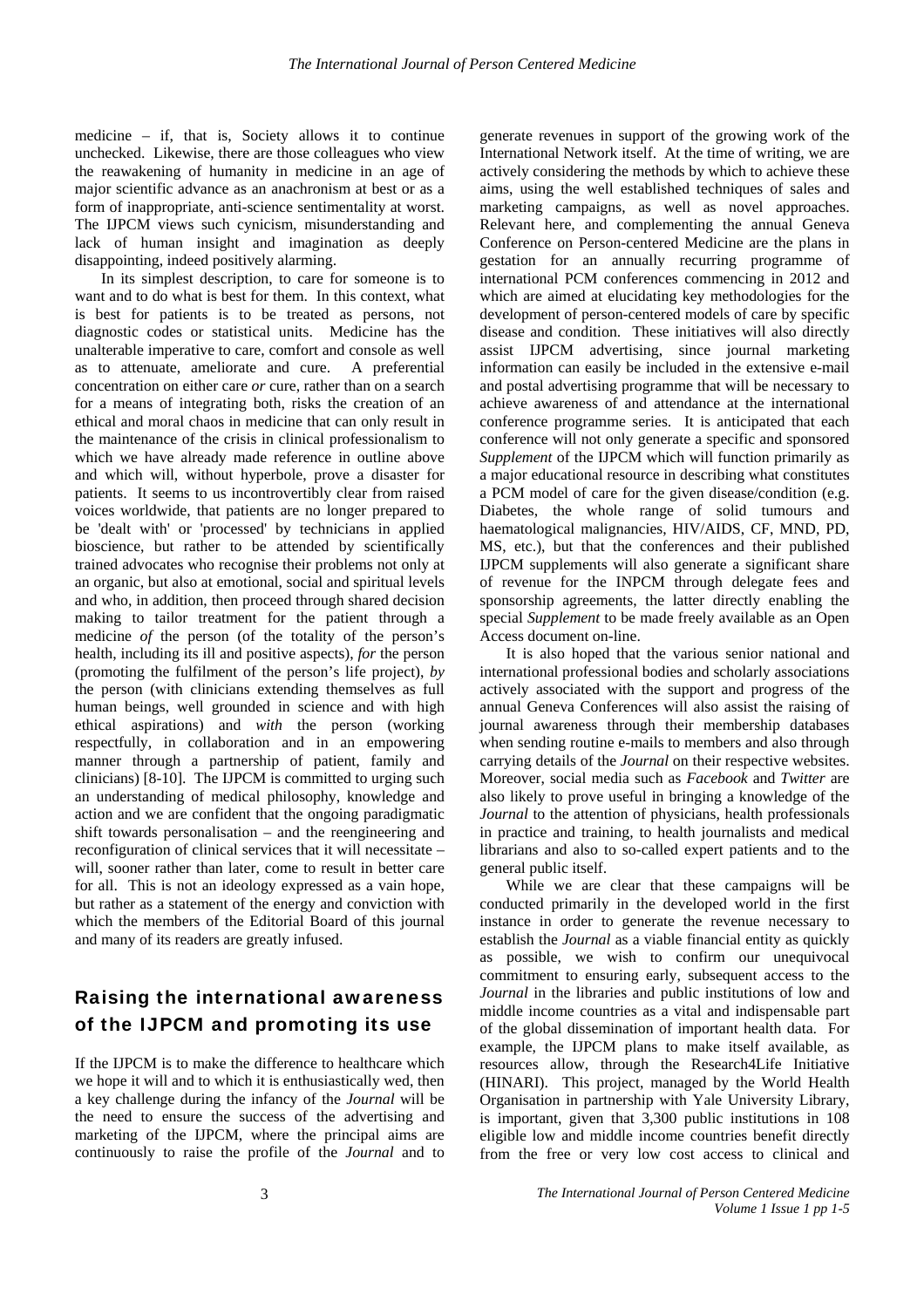medicine – if, that is, Society allows it to continue unchecked. Likewise, there are those colleagues who view the reawakening of humanity in medicine in an age of major scientific advance as an anachronism at best or as a form of inappropriate, anti-science sentimentality at worst. The IJPCM views such cynicism, misunderstanding and lack of human insight and imagination as deeply disappointing, indeed positively alarming.

In its simplest description, to care for someone is to want and to do what is best for them. In this context, what is best for patients is to be treated as persons, not diagnostic codes or statistical units. Medicine has the unalterable imperative to care, comfort and console as well as to attenuate, ameliorate and cure. A preferential concentration on either care *or* cure, rather than on a search for a means of integrating both, risks the creation of an ethical and moral chaos in medicine that can only result in the maintenance of the crisis in clinical professionalism to which we have already made reference in outline above and which will, without hyperbole, prove a disaster for patients. It seems to us incontrovertibly clear from raised voices worldwide, that patients are no longer prepared to be 'dealt with' or 'processed' by technicians in applied bioscience, but rather to be attended by scientifically trained advocates who recognise their problems not only at an organic, but also at emotional, social and spiritual levels and who, in addition, then proceed through shared decision making to tailor treatment for the patient through a medicine *of* the person (of the totality of the person's health, including its ill and positive aspects), *for* the person (promoting the fulfilment of the person's life project), *by* the person (with clinicians extending themselves as full human beings, well grounded in science and with high ethical aspirations) and *with* the person (working respectfully, in collaboration and in an empowering manner through a partnership of patient, family and clinicians) [8-10]. The IJPCM is committed to urging such an understanding of medical philosophy, knowledge and action and we are confident that the ongoing paradigmatic shift towards personalisation – and the reengineering and reconfiguration of clinical services that it will necessitate – will, sooner rather than later, come to result in better care for all. This is not an ideology expressed as a vain hope, but rather as a statement of the energy and conviction with which the members of the Editorial Board of this journal and many of its readers are greatly infused.

## Raising the international awareness of the IJPCM and promoting its use

If the IJPCM is to make the difference to healthcare which we hope it will and to which it is enthusiastically wed, then a key challenge during the infancy of the *Journal* will be the need to ensure the success of the advertising and marketing of the IJPCM, where the principal aims are continuously to raise the profile of the *Journal* and to generate revenues in support of the growing work of the International Network itself. At the time of writing, we are actively considering the methods by which to achieve these aims, using the well established techniques of sales and marketing campaigns, as well as novel approaches. Relevant here, and complementing the annual Geneva Conference on Person-centered Medicine are the plans in gestation for an annually recurring programme of international PCM conferences commencing in 2012 and which are aimed at elucidating key methodologies for the development of person-centered models of care by specific disease and condition. These initiatives will also directly assist IJPCM advertising, since journal marketing information can easily be included in the extensive e-mail and postal advertising programme that will be necessary to achieve awareness of and attendance at the international conference programme series. It is anticipated that each conference will not only generate a specific and sponsored *Supplement* of the IJPCM which will function primarily as a major educational resource in describing what constitutes a PCM model of care for the given disease/condition (e.g. Diabetes, the whole range of solid tumours and haematological malignancies, HIV/AIDS, CF, MND, PD, MS, etc.), but that the conferences and their published IJPCM supplements will also generate a significant share of revenue for the INPCM through delegate fees and sponsorship agreements, the latter directly enabling the special *Supplement* to be made freely available as an Open Access document on-line.

It is also hoped that the various senior national and international professional bodies and scholarly associations actively associated with the support and progress of the annual Geneva Conferences will also assist the raising of journal awareness through their membership databases when sending routine e-mails to members and also through carrying details of the *Journal* on their respective websites. Moreover, social media such as *Facebook* and *Twitter* are also likely to prove useful in bringing a knowledge of the *Journal* to the attention of physicians, health professionals in practice and training, to health journalists and medical librarians and also to so-called expert patients and to the general public itself.

While we are clear that these campaigns will be conducted primarily in the developed world in the first instance in order to generate the revenue necessary to establish the *Journal* as a viable financial entity as quickly as possible, we wish to confirm our unequivocal commitment to ensuring early, subsequent access to the *Journal* in the libraries and public institutions of low and middle income countries as a vital and indispensable part of the global dissemination of important health data. For example, the IJPCM plans to make itself available, as resources allow, through the Research4Life Initiative (HINARI). This project, managed by the World Health Organisation in partnership with Yale University Library, is important, given that 3,300 public institutions in 108 eligible low and middle income countries benefit directly from the free or very low cost access to clinical and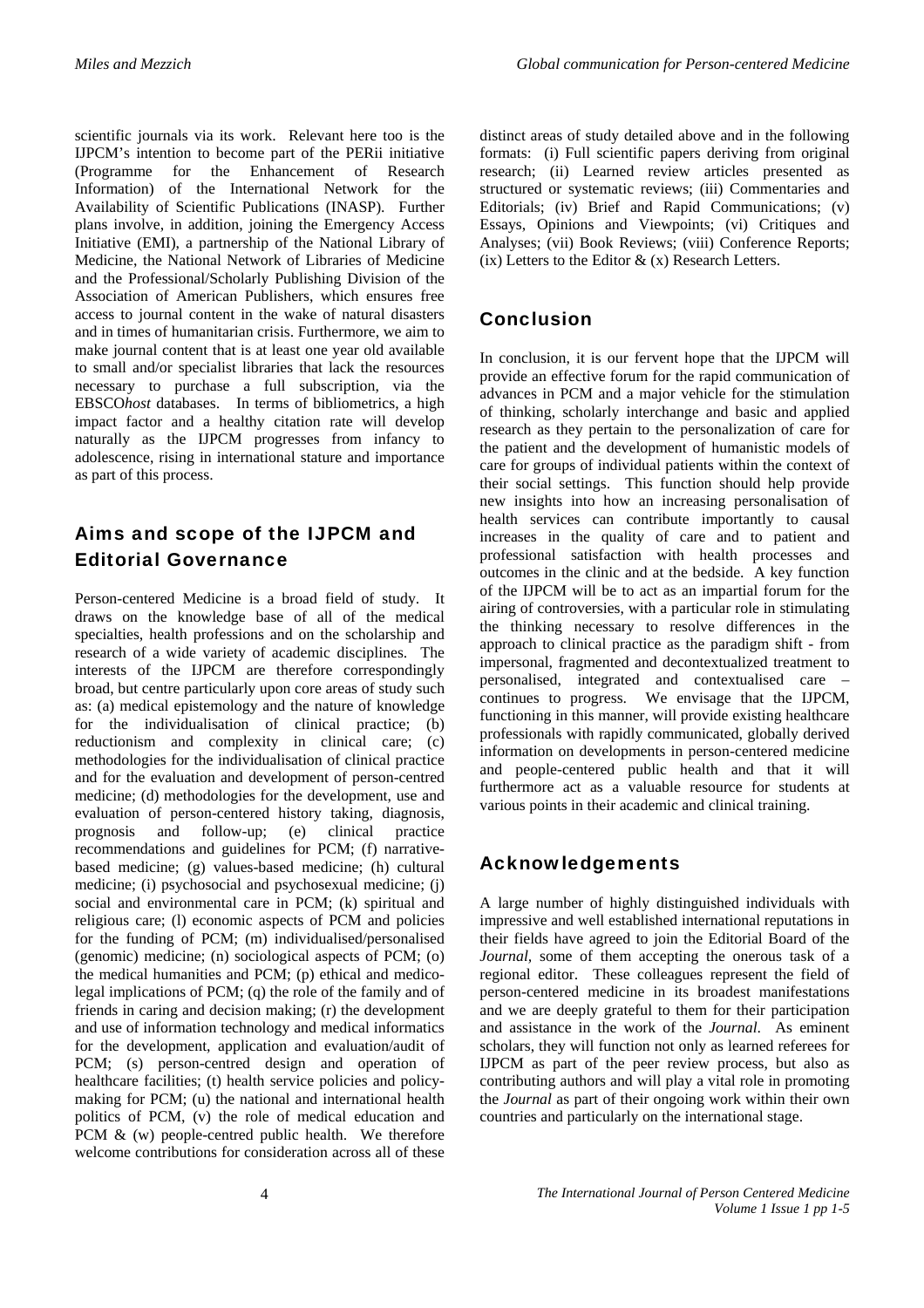scientific journals via its work. Relevant here too is the IJPCM's intention to become part of the PERii initiative (Programme for the Enhancement of Research Information) of the International Network for the Availability of Scientific Publications (INASP). Further plans involve, in addition, joining the Emergency Access Initiative (EMI), a partnership of the National Library of Medicine, the National Network of Libraries of Medicine and the Professional/Scholarly Publishing Division of the Association of American Publishers, which ensures free access to journal content in the wake of natural disasters and in times of humanitarian crisis. Furthermore, we aim to make journal content that is at least one year old available to small and/or specialist libraries that lack the resources necessary to purchase a full subscription, via the EBSCO*host* databases. In terms of bibliometrics, a high impact factor and a healthy citation rate will develop naturally as the IJPCM progresses from infancy to adolescence, rising in international stature and importance as part of this process.

## Aims and scope of the IJPCM and Editorial Governance

Person-centered Medicine is a broad field of study. It draws on the knowledge base of all of the medical specialties, health professions and on the scholarship and research of a wide variety of academic disciplines. The interests of the IJPCM are therefore correspondingly broad, but centre particularly upon core areas of study such as: (a) medical epistemology and the nature of knowledge for the individualisation of clinical practice; (b) reductionism and complexity in clinical care; (c) methodologies for the individualisation of clinical practice and for the evaluation and development of person-centred medicine; (d) methodologies for the development, use and evaluation of person-centered history taking, diagnosis, prognosis and follow-up; (e) clinical practice recommendations and guidelines for PCM; (f) narrative-based medicine; (g) values-based medicine; (h) cultural medicine; (i) psychosocial and psychosexual medicine; (j) social and environmental care in PCM; (k) spiritual and religious care; (l) economic aspects of PCM and policies for the funding of PCM; (m) individualised/personalised (genomic) medicine; (n) sociological aspects of PCM; (o) the medical humanities and PCM; (p) ethical and medico-legal implications of PCM; (q) the role of the family and of friends in caring and decision making; (r) the development and use of information technology and medical informatics for the development, application and evaluation/audit of PCM; (s) person-centred design and operation of healthcare facilities; (t) health service policies and policy-making for PCM; (u) the national and international health politics of PCM, (v) the role of medical education and PCM & (w) people-centred public health. We therefore welcome contributions for consideration across all of these distinct areas of study detailed above and in the following formats: (i) Full scientific papers deriving from original research; (ii) Learned review articles presented as structured or systematic reviews; (iii) Commentaries and Editorials; (iv) Brief and Rapid Communications; (v) Essays, Opinions and Viewpoints; (vi) Critiques and Analyses; (vii) Book Reviews; (viii) Conference Reports; (ix) Letters to the Editor & (x) Research Letters.

## Conclusion

In conclusion, it is our fervent hope that the IJPCM will provide an effective forum for the rapid communication of advances in PCM and a major vehicle for the stimulation of thinking, scholarly interchange and basic and applied research as they pertain to the personalization of care for the patient and the development of humanistic models of care for groups of individual patients within the context of their social settings. This function should help provide new insights into how an increasing personalisation of health services can contribute importantly to causal increases in the quality of care and to patient and professional satisfaction with health processes and outcomes in the clinic and at the bedside. A key function of the IJPCM will be to act as an impartial forum for the airing of controversies, with a particular role in stimulating the thinking necessary to resolve differences in the approach to clinical practice as the paradigm shift - from impersonal, fragmented and decontextualized treatment to personalised, integrated and contextualised care – continues to progress. We envisage that the IJPCM, functioning in this manner, will provide existing healthcare professionals with rapidly communicated, globally derived information on developments in person-centered medicine and people-centered public health and that it will furthermore act as a valuable resource for students at various points in their academic and clinical training.

## Acknowledgements

A large number of highly distinguished individuals with impressive and well established international reputations in their fields have agreed to join the Editorial Board of the *Journal*, some of them accepting the onerous task of a regional editor. These colleagues represent the field of person-centered medicine in its broadest manifestations and we are deeply grateful to them for their participation and assistance in the work of the *Journal*. As eminent scholars, they will function not only as learned referees for IJPCM as part of the peer review process, but also as contributing authors and will play a vital role in promoting the *Journal* as part of their ongoing work within their own countries and particularly on the international stage.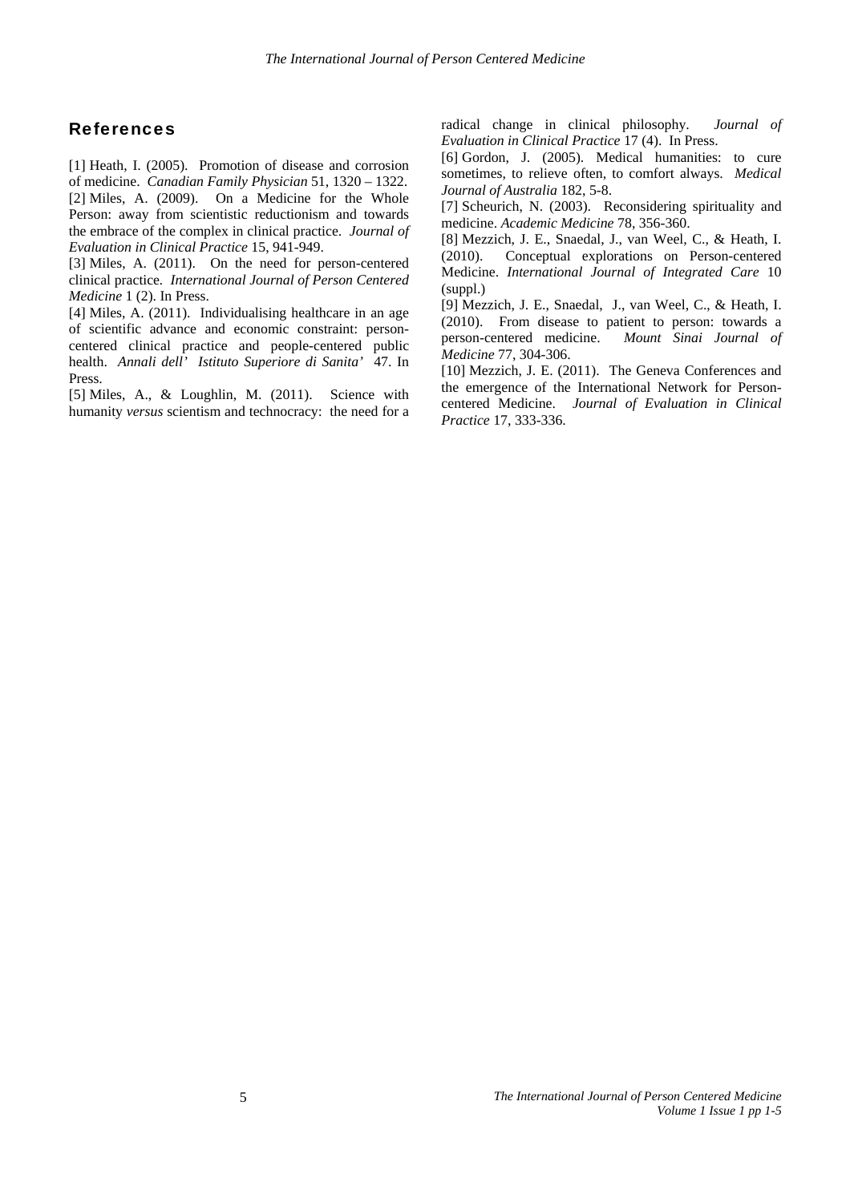## References

[1] Heath, I. (2005). Promotion of disease and corrosion of medicine. *Canadian Family Physician* 51, 1320 – 1322.

[2] Miles, A. (2009). On a Medicine for the Whole Person: away from scientistic reductionism and towards the embrace of the complex in clinical practice. *Journal of Evaluation in Clinical Practice* 15, 941-949.

[3] Miles, A. (2011). On the need for person-centered clinical practice. *International Journal of Person Centered Medicine* 1 (2). In Press.

[4] Miles, A. (2011). Individualising healthcare in an age of scientific advance and economic constraint: person-centered clinical practice and people-centered public health. *Annali dell' Istituto Superiore di Sanita'* 47. In Press.

[5] Miles, A., & Loughlin, M. (2011). Science with humanity *versus* scientism and technocracy: the need for a radical change in clinical philosophy. *Journal of Evaluation in Clinical Practice* 17 (4). In Press.

[6] Gordon, J. (2005). Medical humanities: to cure sometimes, to relieve often, to comfort always. *Medical Journal of Australia* 182, 5-8.

[7] Scheurich, N. (2003). Reconsidering spirituality and medicine. *Academic Medicine* 78, 356-360.

[8] Mezzich, J. E., Snaedal, J., van Weel, C., & Heath, I. (2010). Conceptual explorations on Person-centered Medicine. *International Journal of Integrated Care* 10 (suppl.)

[9] Mezzich, J. E., Snaedal, J., van Weel, C., & Heath, I. (2010). From disease to patient to person: towards a person-centered medicine. *Mount Sinai Journal of Medicine* 77, 304-306.

[10] Mezzich, J. E. (2011). The Geneva Conferences and the emergence of the International Network for Person-centered Medicine. *Journal of Evaluation in Clinical Practice* 17, 333-336.